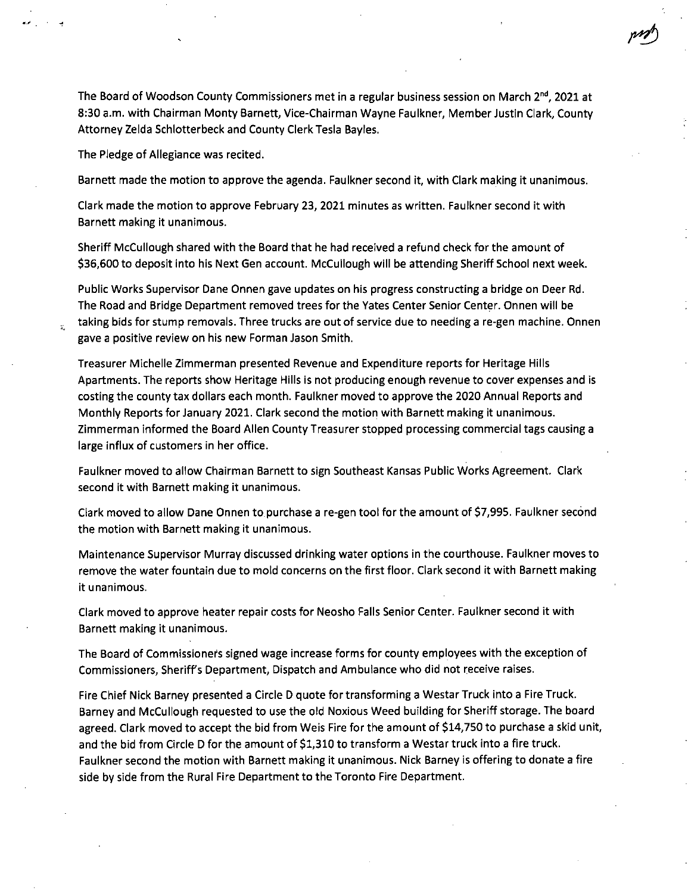The Board of Woodson County Commissioners met in a regular business session on March 2nd, 2021 at 8:30 a.m. with Chairman Monty Barnett, Vice-Chairman Wayne Faulkner, Member Justin Clark, County Attorney Zelda Schlotterbeck and County Clerk Tesla Bayles.

The Pledge of Allegiance was recited.

Barnett made the motion to approve the agenda. Faulkner second it, with Clark making it unanimous.

Clark made the motion to approve February 23, 2021 minutes as written. Faulkner second it with Barnett making it unanimous.

Sheriff McCullough shared with the Board that he had received a refund check for the amount of $36,600 to deposit into his Next Gen account. McCullough will be attending Sheriff School next week.

Public Works Supervisor Dane Onnen gave updates on his progress constructing a bridge on Deer Rd. The Road and Bridge Department removed trees for the Yates Center Senior Center. Onnen will be taking bids for stump removals. Three trucks are out of service due to needing a re-gen machine. Onnen gave a positive review on his new Forman Jason Smith.

Treasurer Michelle Zimmerman presented Revenue and Expenditure reports for Heritage Hills Apartments. The reports show Heritage Hills is not producing enough revenue to cover expenses and is costing the county tax dollars each month. Faulkner moved to approve the 2020 Annual Reports and Monthly Reports for January 2021. Clark second the motion with Barnett making it unanimous. Zimmerman informed the Board Allen County Treasurer stopped processing commercial tags causing a large influx of customers in her office.

Faulkner moved to allow Chairman Barnett to sign Southeast Kansas Public Works Agreement. Clark second it with Barnett making it unanimous.

Clark moved to allow Dane Onnen to purchase a re-gen tool for the amount of $7,995. Faulkner second the motion with Barnett making it unanimous.

Maintenance Supervisor Murray discussed drinking water options in the courthouse. Faulkner moves to remove the water fountain due to mold concerns on the first floor. Clark second it with Barnett making it unanimous.

Clark moved to approve heater repair costs for Neosho Falls Senior Center. Faulkner second it with Barnett making it unanimous.

The Board of Commissioners signed wage increase forms for county employees with the exception of Commissioners, Sheriff's Department, Dispatch and Ambulance who did not receive raises.

Fire Chief Nick Barney presented a Circle D quote for transforming a Westar Truck into a Fire Truck. Barney and McCullough requested to use the old Noxious Weed building for Sheriff storage. The board agreed. Clark moved to accept the bid from Weis Fire for the amount of $14,750 to purchase a skid unit, and the bid from Circle D for the amount of $1,310 to transform a Westar truck into a fire truck. Faulkner second the motion with Barnett making it unanimous. Nick Barney is offering to donate a fire side by side from the Rural Fire Department to the Toronto Fire Department.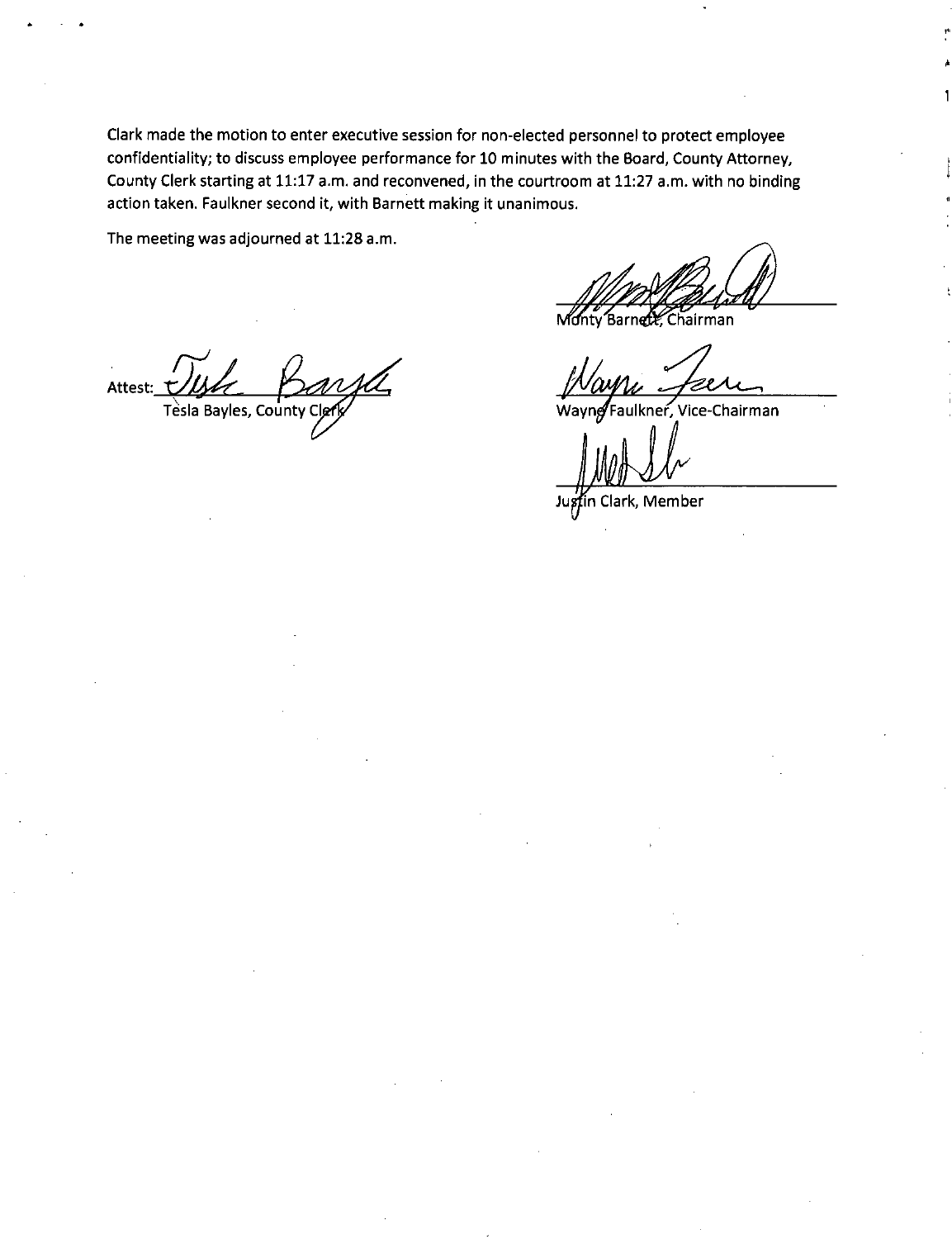Clark made the motion to enter executive session for non-elected personnel to protect employee confidentiality; to discuss employee performance for 10 minutes with the Board, County Attorney, County Clerk starting at 11:17 a.m. and reconvened, in the courtroom at 11:27 a.m. with no binding action taken. Faulkner second it, with Barnett making it unanimous.

The meeting was adjourned at 11:28 a.m.

Monty Barnett, Chairman

Attest: Tesla Bayles, County Clerk

Wayne Faulkner, Vice-Chairman

Justin Clark, Member